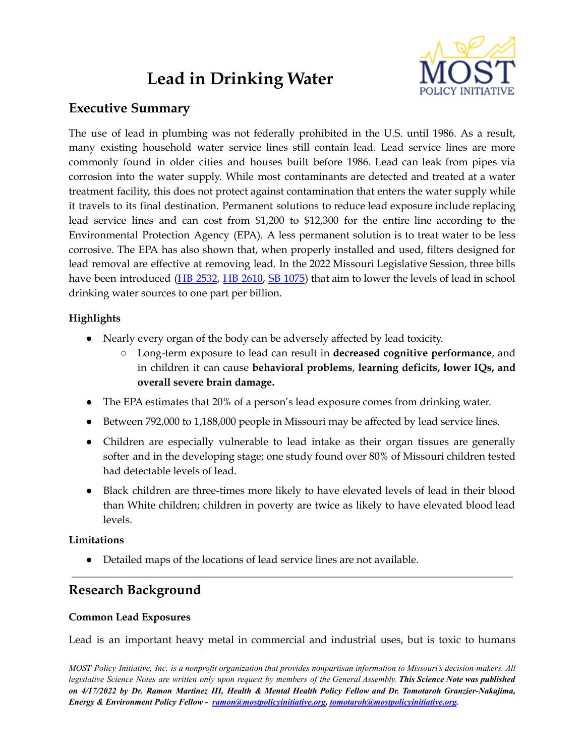# Lead in Drinking Water

## Executive Summary

The use of lead in plumbing was not federally prohibited in the U.S. until 1986. As a result, many existing household water service lines still contain lead. Lead service lines are more commonly found in older cities and houses built before 1986. Lead can leak from pipes via corrosion into the water supply. While most contaminants are detected and treated at a water treatment facility, this does not protect against contamination that enters the water supply while it travels to its final destination. Permanent solutions to reduce lead exposure include replacing lead service lines and can cost from $1,200 to $12,300 for the entire line according to the Environmental Protection Agency (EPA). A less permanent solution is to treat water to be less corrosive. The EPA has also shown that, when properly installed and used, filters designed for lead removal are effective at removing lead. In the 2022 Missouri Legislative Session, three bills have been introduced (HB 2532, HB 2610, SB 1075) that aim to lower the levels of lead in school drinking water sources to one part per billion.

### Highlights

- Nearly every organ of the body can be adversely affected by lead toxicity.
  - Long-term exposure to lead can result in **decreased cognitive performance**, and in children it can cause **behavioral problems**, **learning deficits, lower IQs, and overall severe brain damage.**
- The EPA estimates that 20% of a person's lead exposure comes from drinking water.
- Between 792,000 to 1,188,000 people in Missouri may be affected by lead service lines.
- Children are especially vulnerable to lead intake as their organ tissues are generally softer and in the developing stage; one study found over 80% of Missouri children tested had detectable levels of lead.
- Black children are three-times more likely to have elevated levels of lead in their blood than White children; children in poverty are twice as likely to have elevated blood lead levels.

### Limitations

- Detailed maps of the locations of lead service lines are not available.

---

## Research Background

### Common Lead Exposures

Lead is an important heavy metal in commercial and industrial uses, but is toxic to humans

*MOST Policy Initiative, Inc. is a nonprofit organization that provides nonpartisan information to Missouri's decision-makers. All legislative Science Notes are written only upon request by members of the General Assembly.* ***This Science Note was published on 4/17/2022 by Dr. Ramon Martinez III, Health & Mental Health Policy Fellow and Dr. Tomotaroh Granzier-Nakajima, Energy & Environment Policy Fellow - ramon@mostpolicyinitiative.org, tomotaroh@mostpolicyinitiative.org.***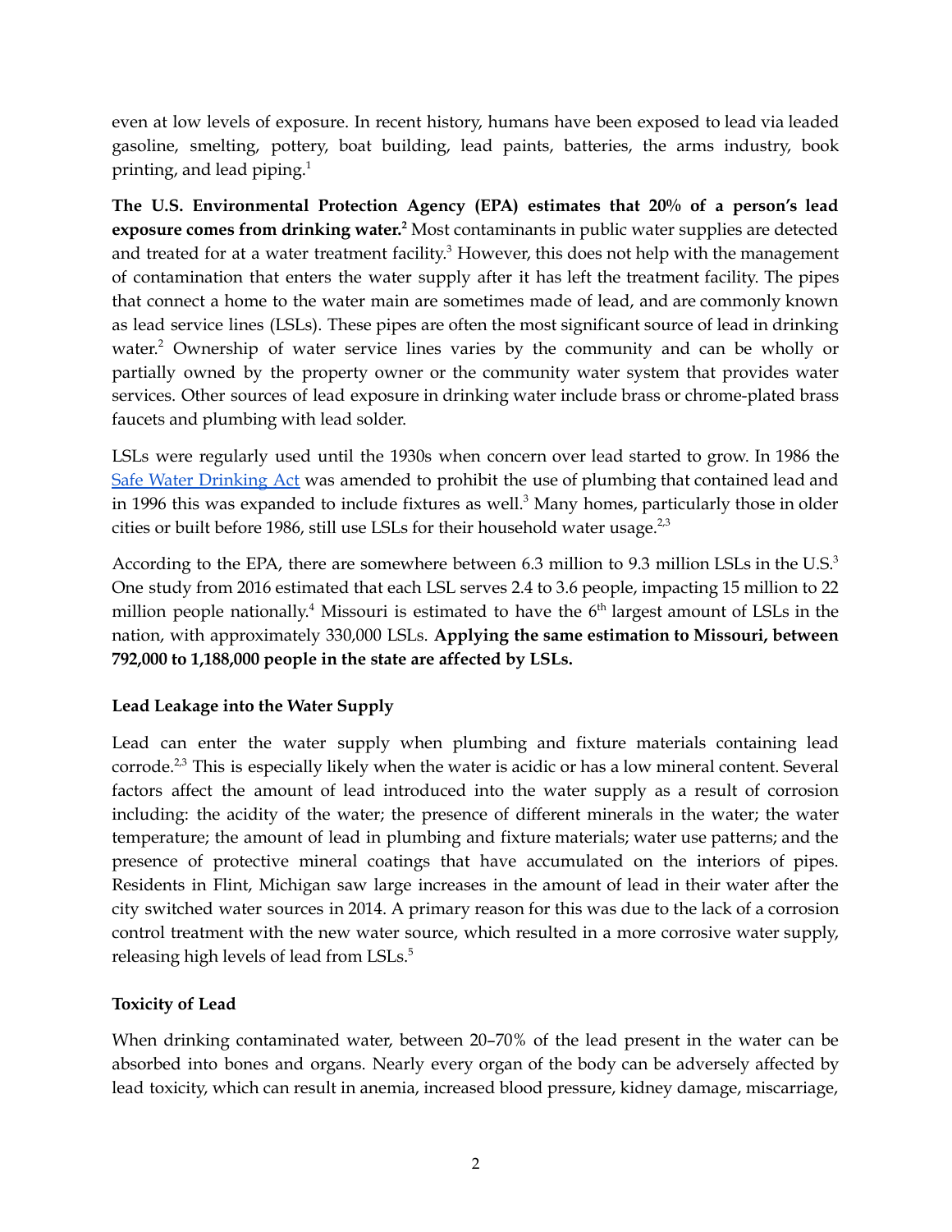even at low levels of exposure. In recent history, humans have been exposed to lead via leaded gasoline, smelting, pottery, boat building, lead paints, batteries, the arms industry, book printing, and lead piping.[1]

**The U.S. Environmental Protection Agency (EPA) estimates that 20% of a person's lead exposure comes from drinking water.[2]** Most contaminants in public water supplies are detected and treated for at a water treatment facility.[3] However, this does not help with the management of contamination that enters the water supply after it has left the treatment facility. The pipes that connect a home to the water main are sometimes made of lead, and are commonly known as lead service lines (LSLs). These pipes are often the most significant source of lead in drinking water.[2] Ownership of water service lines varies by the community and can be wholly or partially owned by the property owner or the community water system that provides water services. Other sources of lead exposure in drinking water include brass or chrome-plated brass faucets and plumbing with lead solder.

LSLs were regularly used until the 1930s when concern over lead started to grow. In 1986 the Safe Water Drinking Act was amended to prohibit the use of plumbing that contained lead and in 1996 this was expanded to include fixtures as well.[3] Many homes, particularly those in older cities or built before 1986, still use LSLs for their household water usage.[2,3]

According to the EPA, there are somewhere between 6.3 million to 9.3 million LSLs in the U.S.[3] One study from 2016 estimated that each LSL serves 2.4 to 3.6 people, impacting 15 million to 22 million people nationally.[4] Missouri is estimated to have the 6th largest amount of LSLs in the nation, with approximately 330,000 LSLs. **Applying the same estimation to Missouri, between 792,000 to 1,188,000 people in the state are affected by LSLs.**

### Lead Leakage into the Water Supply

Lead can enter the water supply when plumbing and fixture materials containing lead corrode.[2,3] This is especially likely when the water is acidic or has a low mineral content. Several factors affect the amount of lead introduced into the water supply as a result of corrosion including: the acidity of the water; the presence of different minerals in the water; the water temperature; the amount of lead in plumbing and fixture materials; water use patterns; and the presence of protective mineral coatings that have accumulated on the interiors of pipes. Residents in Flint, Michigan saw large increases in the amount of lead in their water after the city switched water sources in 2014. A primary reason for this was due to the lack of a corrosion control treatment with the new water source, which resulted in a more corrosive water supply, releasing high levels of lead from LSLs.[5]

### Toxicity of Lead

When drinking contaminated water, between 20–70% of the lead present in the water can be absorbed into bones and organs. Nearly every organ of the body can be adversely affected by lead toxicity, which can result in anemia, increased blood pressure, kidney damage, miscarriage,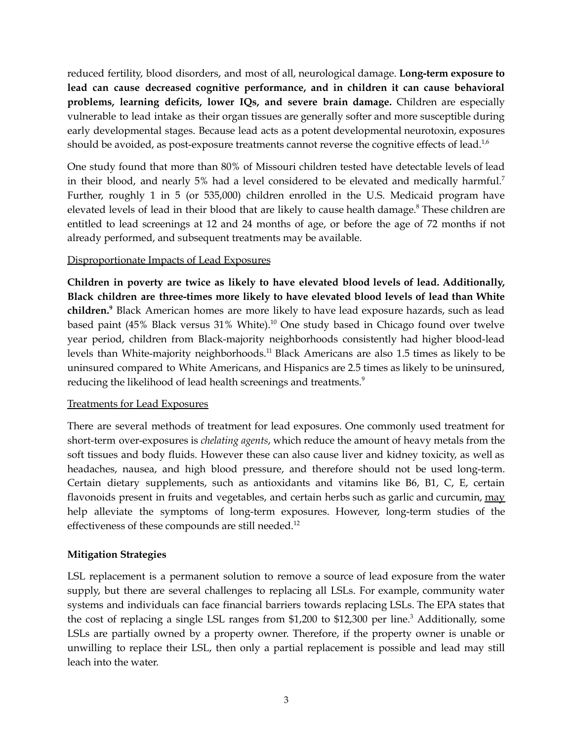reduced fertility, blood disorders, and most of all, neurological damage. **Long-term exposure to lead can cause decreased cognitive performance, and in children it can cause behavioral problems, learning deficits, lower IQs, and severe brain damage.** Children are especially vulnerable to lead intake as their organ tissues are generally softer and more susceptible during early developmental stages. Because lead acts as a potent developmental neurotoxin, exposures should be avoided, as post-exposure treatments cannot reverse the cognitive effects of lead.[1,6]

One study found that more than 80% of Missouri children tested have detectable levels of lead in their blood, and nearly 5% had a level considered to be elevated and medically harmful.[7] Further, roughly 1 in 5 (or 535,000) children enrolled in the U.S. Medicaid program have elevated levels of lead in their blood that are likely to cause health damage.[8] These children are entitled to lead screenings at 12 and 24 months of age, or before the age of 72 months if not already performed, and subsequent treatments may be available.

<u>Disproportionate Impacts of Lead Exposures</u>

**Children in poverty are twice as likely to have elevated blood levels of lead. Additionally, Black children are three-times more likely to have elevated blood levels of lead than White children.[9]** Black American homes are more likely to have lead exposure hazards, such as lead based paint (45% Black versus 31% White).[10] One study based in Chicago found over twelve year period, children from Black-majority neighborhoods consistently had higher blood-lead levels than White-majority neighborhoods.[11] Black Americans are also 1.5 times as likely to be uninsured compared to White Americans, and Hispanics are 2.5 times as likely to be uninsured, reducing the likelihood of lead health screenings and treatments.[9]

<u>Treatments for Lead Exposures</u>

There are several methods of treatment for lead exposures. One commonly used treatment for short-term over-exposures is *chelating agents*, which reduce the amount of heavy metals from the soft tissues and body fluids. However these can also cause liver and kidney toxicity, as well as headaches, nausea, and high blood pressure, and therefore should not be used long-term. Certain dietary supplements, such as antioxidants and vitamins like B6, B1, C, E, certain flavonoids present in fruits and vegetables, and certain herbs such as garlic and curcumin, <u>may</u> help alleviate the symptoms of long-term exposures. However, long-term studies of the effectiveness of these compounds are still needed.[12]

**Mitigation Strategies**

LSL replacement is a permanent solution to remove a source of lead exposure from the water supply, but there are several challenges to replacing all LSLs. For example, community water systems and individuals can face financial barriers towards replacing LSLs. The EPA states that the cost of replacing a single LSL ranges from $1,200 to $12,300 per line.[3] Additionally, some LSLs are partially owned by a property owner. Therefore, if the property owner is unable or unwilling to replace their LSL, then only a partial replacement is possible and lead may still leach into the water.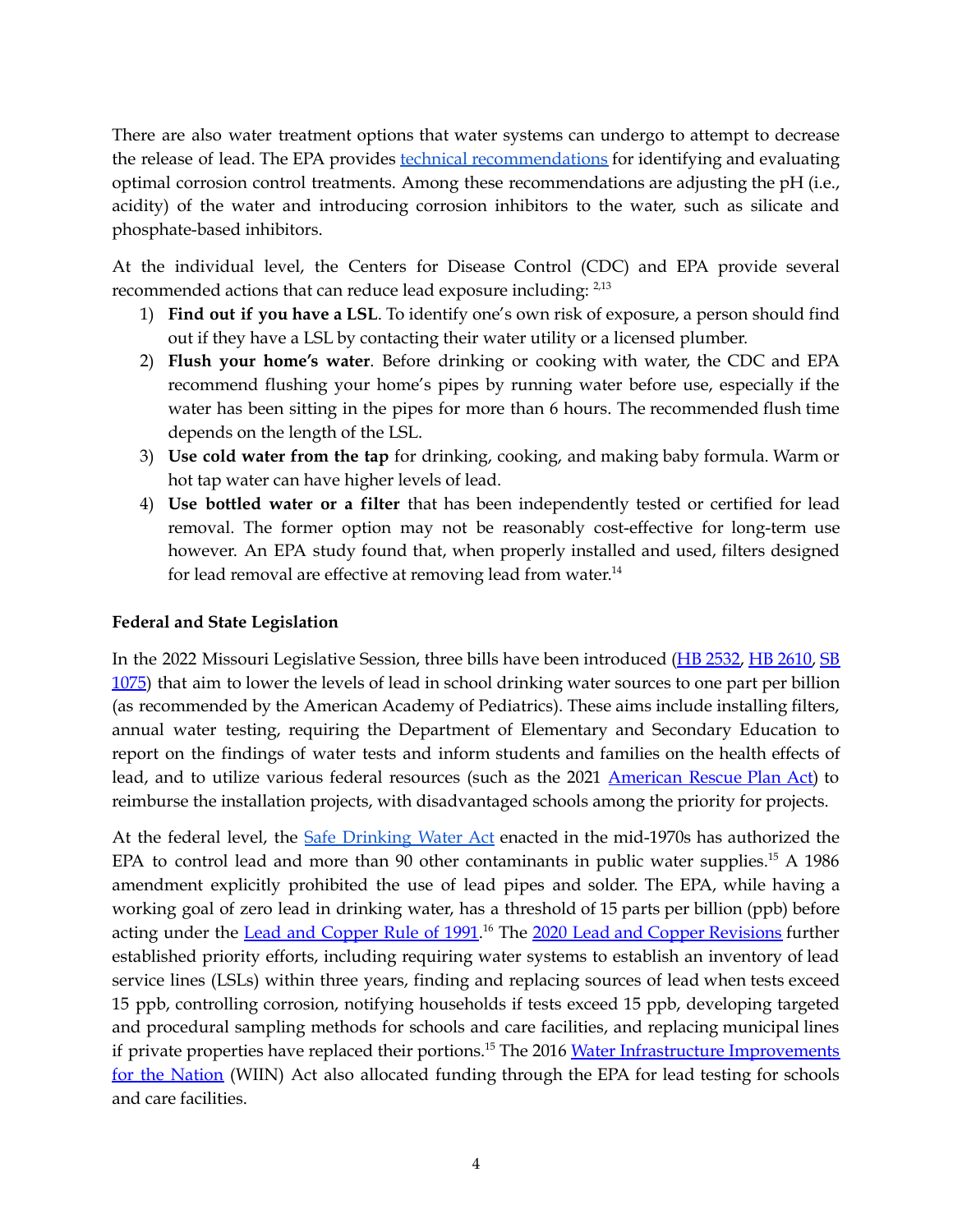There are also water treatment options that water systems can undergo to attempt to decrease the release of lead. The EPA provides technical recommendations for identifying and evaluating optimal corrosion control treatments. Among these recommendations are adjusting the pH (i.e., acidity) of the water and introducing corrosion inhibitors to the water, such as silicate and phosphate-based inhibitors.

At the individual level, the Centers for Disease Control (CDC) and EPA provide several recommended actions that can reduce lead exposure including: [2,13]

1) **Find out if you have a LSL**. To identify one's own risk of exposure, a person should find out if they have a LSL by contacting their water utility or a licensed plumber.
2) **Flush your home's water**. Before drinking or cooking with water, the CDC and EPA recommend flushing your home's pipes by running water before use, especially if the water has been sitting in the pipes for more than 6 hours. The recommended flush time depends on the length of the LSL.
3) **Use cold water from the tap** for drinking, cooking, and making baby formula. Warm or hot tap water can have higher levels of lead.
4) **Use bottled water or a filter** that has been independently tested or certified for lead removal. The former option may not be reasonably cost-effective for long-term use however. An EPA study found that, when properly installed and used, filters designed for lead removal are effective at removing lead from water.[14]

**Federal and State Legislation**

In the 2022 Missouri Legislative Session, three bills have been introduced (HB 2532, HB 2610, SB 1075) that aim to lower the levels of lead in school drinking water sources to one part per billion (as recommended by the American Academy of Pediatrics). These aims include installing filters, annual water testing, requiring the Department of Elementary and Secondary Education to report on the findings of water tests and inform students and families on the health effects of lead, and to utilize various federal resources (such as the 2021 American Rescue Plan Act) to reimburse the installation projects, with disadvantaged schools among the priority for projects.

At the federal level, the Safe Drinking Water Act enacted in the mid-1970s has authorized the EPA to control lead and more than 90 other contaminants in public water supplies.[15] A 1986 amendment explicitly prohibited the use of lead pipes and solder. The EPA, while having a working goal of zero lead in drinking water, has a threshold of 15 parts per billion (ppb) before acting under the Lead and Copper Rule of 1991.[16] The 2020 Lead and Copper Revisions further established priority efforts, including requiring water systems to establish an inventory of lead service lines (LSLs) within three years, finding and replacing sources of lead when tests exceed 15 ppb, controlling corrosion, notifying households if tests exceed 15 ppb, developing targeted and procedural sampling methods for schools and care facilities, and replacing municipal lines if private properties have replaced their portions.[15] The 2016 Water Infrastructure Improvements for the Nation (WIIN) Act also allocated funding through the EPA for lead testing for schools and care facilities.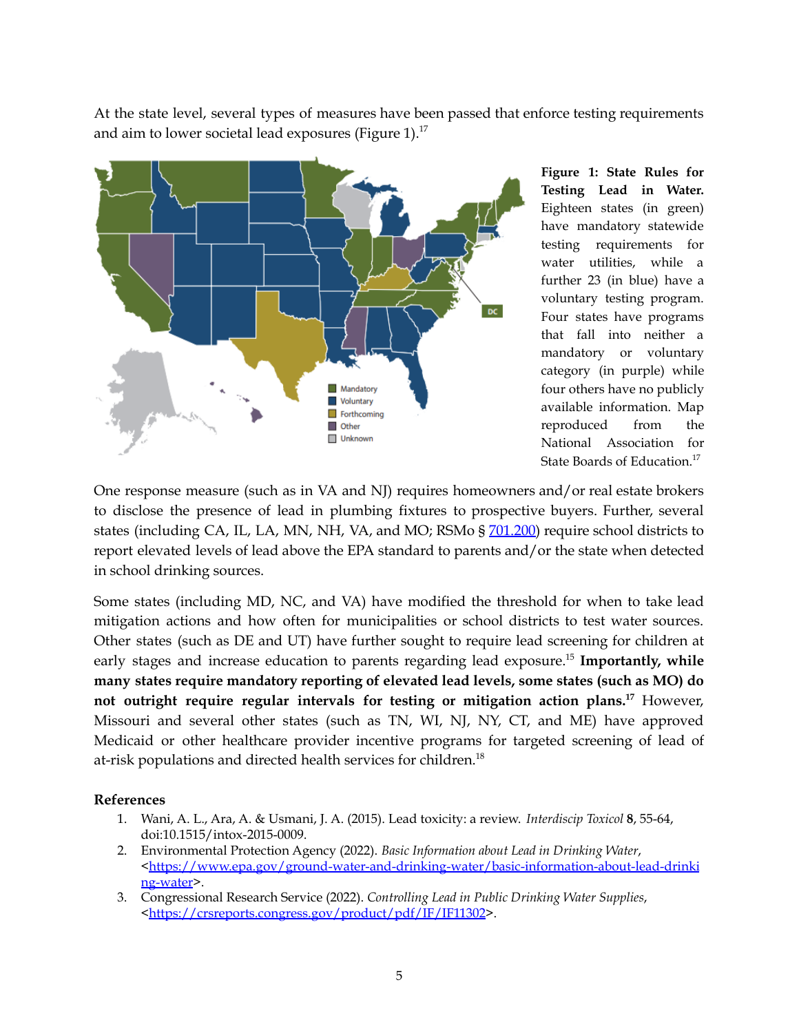At the state level, several types of measures have been passed that enforce testing requirements and aim to lower societal lead exposures (Figure 1).[17]

**Figure 1: State Rules for Testing Lead in Water.** Eighteen states (in green) have mandatory statewide testing requirements for water utilities, while a further 23 (in blue) have a voluntary testing program. Four states have programs that fall into neither a mandatory or voluntary category (in purple) while four others have no publicly available information. Map reproduced from the National Association for State Boards of Education.[17]

One response measure (such as in VA and NJ) requires homeowners and/or real estate brokers to disclose the presence of lead in plumbing fixtures to prospective buyers. Further, several states (including CA, IL, LA, MN, NH, VA, and MO; RSMo § [701.200](#)) require school districts to report elevated levels of lead above the EPA standard to parents and/or the state when detected in school drinking sources.

Some states (including MD, NC, and VA) have modified the threshold for when to take lead mitigation actions and how often for municipalities or school districts to test water sources. Other states (such as DE and UT) have further sought to require lead screening for children at early stages and increase education to parents regarding lead exposure.[15] **Importantly, while many states require mandatory reporting of elevated lead levels, some states (such as MO) do not outright require regular intervals for testing or mitigation action plans.[17]** However, Missouri and several other states (such as TN, WI, NJ, NY, CT, and ME) have approved Medicaid or other healthcare provider incentive programs for targeted screening of lead of at-risk populations and directed health services for children.[18]

**References**

1. Wani, A. L., Ara, A. & Usmani, J. A. (2015). Lead toxicity: a review. *Interdiscip Toxicol* **8**, 55-64, doi:10.1515/intox-2015-0009.
2. Environmental Protection Agency (2022). *Basic Information about Lead in Drinking Water*, <https://www.epa.gov/ground-water-and-drinking-water/basic-information-about-lead-drinking-water>.
3. Congressional Research Service (2022). *Controlling Lead in Public Drinking Water Supplies*, <https://crsreports.congress.gov/product/pdf/IF/IF11302>.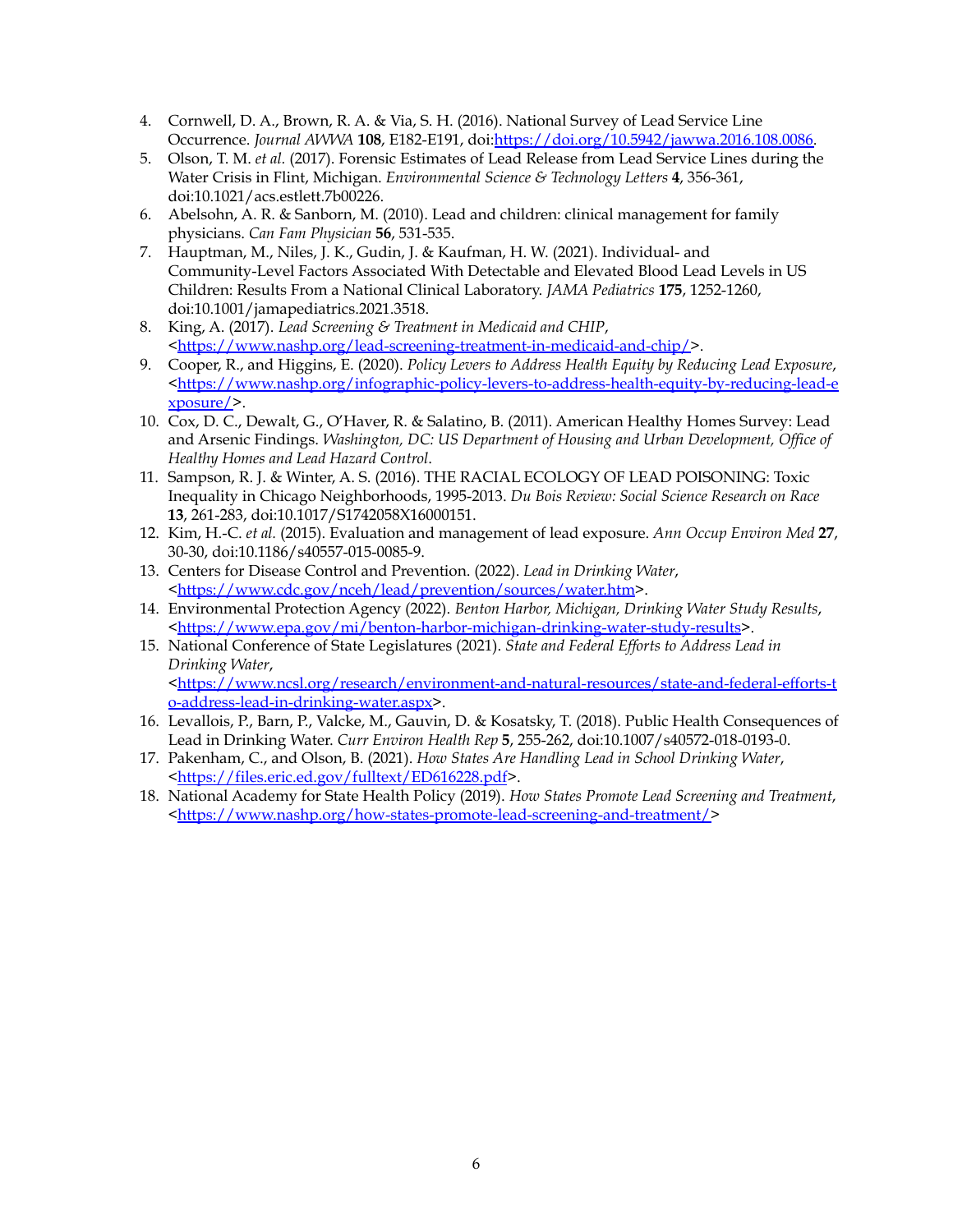4. Cornwell, D. A., Brown, R. A. & Via, S. H. (2016). National Survey of Lead Service Line Occurrence. *Journal AWWA* **108**, E182-E191, doi:https://doi.org/10.5942/jawwa.2016.108.0086.
5. Olson, T. M. *et al.* (2017). Forensic Estimates of Lead Release from Lead Service Lines during the Water Crisis in Flint, Michigan. *Environmental Science & Technology Letters* **4**, 356-361, doi:10.1021/acs.estlett.7b00226.
6. Abelsohn, A. R. & Sanborn, M. (2010). Lead and children: clinical management for family physicians. *Can Fam Physician* **56**, 531-535.
7. Hauptman, M., Niles, J. K., Gudin, J. & Kaufman, H. W. (2021). Individual- and Community-Level Factors Associated With Detectable and Elevated Blood Lead Levels in US Children: Results From a National Clinical Laboratory. *JAMA Pediatrics* **175**, 1252-1260, doi:10.1001/jamapediatrics.2021.3518.
8. King, A. (2017). *Lead Screening & Treatment in Medicaid and CHIP*, <https://www.nashp.org/lead-screening-treatment-in-medicaid-and-chip/>.
9. Cooper, R., and Higgins, E. (2020). *Policy Levers to Address Health Equity by Reducing Lead Exposure*, <https://www.nashp.org/infographic-policy-levers-to-address-health-equity-by-reducing-lead-exposure/>.
10. Cox, D. C., Dewalt, G., O'Haver, R. & Salatino, B. (2011). American Healthy Homes Survey: Lead and Arsenic Findings. *Washington, DC: US Department of Housing and Urban Development, Office of Healthy Homes and Lead Hazard Control*.
11. Sampson, R. J. & Winter, A. S. (2016). THE RACIAL ECOLOGY OF LEAD POISONING: Toxic Inequality in Chicago Neighborhoods, 1995-2013. *Du Bois Review: Social Science Research on Race* **13**, 261-283, doi:10.1017/S1742058X16000151.
12. Kim, H.-C. *et al.* (2015). Evaluation and management of lead exposure. *Ann Occup Environ Med* **27**, 30-30, doi:10.1186/s40557-015-0085-9.
13. Centers for Disease Control and Prevention. (2022). *Lead in Drinking Water*, <https://www.cdc.gov/nceh/lead/prevention/sources/water.htm>.
14. Environmental Protection Agency (2022). *Benton Harbor, Michigan, Drinking Water Study Results*, <https://www.epa.gov/mi/benton-harbor-michigan-drinking-water-study-results>.
15. National Conference of State Legislatures (2021). *State and Federal Efforts to Address Lead in Drinking Water*, <https://www.ncsl.org/research/environment-and-natural-resources/state-and-federal-efforts-to-address-lead-in-drinking-water.aspx>.
16. Levallois, P., Barn, P., Valcke, M., Gauvin, D. & Kosatsky, T. (2018). Public Health Consequences of Lead in Drinking Water. *Curr Environ Health Rep* **5**, 255-262, doi:10.1007/s40572-018-0193-0.
17. Pakenham, C., and Olson, B. (2021). *How States Are Handling Lead in School Drinking Water*, <https://files.eric.ed.gov/fulltext/ED616228.pdf>.
18. National Academy for State Health Policy (2019). *How States Promote Lead Screening and Treatment*, <https://www.nashp.org/how-states-promote-lead-screening-and-treatment/>